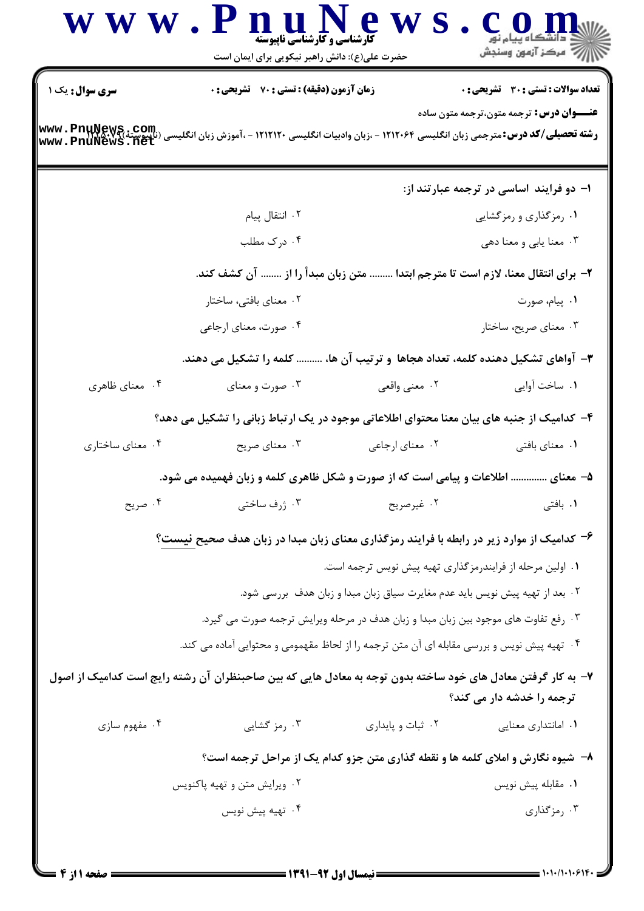**سری سوال:** یک ۱

**زمان آزمون (دقیقه) : تستی : ۷۰ تشریحی : ۰**

**تعداد سوالات : تستی : ۳۰ تشریحی : ۰**

**عنـــوان درس:** ترجمه متون،ترجمه متون ساده

**رشته تحصیلی/کد درس:** مترجمی زبان انگلیسی ۱۲۱۲۰۶۴ - ،زبان وادبیات انگلیسی ۱۲۱۲۱۲۰ - ،آموزش زبان انگلیسی (ناپیوسته)۱۲۲۵۰۷۹

۱- دو فرایند اساسی در ترجمه عبارتند از:

۱. رمزگذاری و رمزگشایی
۲. انتقال پیام
۳. معنا یابی و معنا دهی
۴. درک مطلب

۲- برای انتقال معنا، لازم است تا مترجم ابتدا ......... متن زبان مبدأ را از ........ آن کشف کند.

۱. پیام، صورت
۲. معنای بافتی، ساختار
۳. معنای صریح، ساختار
۴. صورت، معنای ارجاعی

۳- آواهای تشکیل دهنده کلمه، تعداد هجاها و ترتیب آن ها، .......... کلمه را تشکیل می دهند.

۱. ساخت آوایی
۲. معنی واقعی
۳. صورت و معنای
۴. معنای ظاهری

۴- کدامیک از جنبه های بیان معنا محتوای اطلاعاتی موجود در یک ارتباط زبانی را تشکیل می دهد؟

۱. معنای بافتی
۲. معنای ارجاعی
۳. معنای صریح
۴. معنای ساختاری

۵- معنای .............. اطلاعات و پیامی است که از صورت و شکل ظاهری کلمه و زبان فهمیده می شود.

۱. بافتی
۲. غیرصریح
۳. ژرف ساختی
۴. صریح

۶- کدامیک از موارد زیر در رابطه با فرایند رمزگذاری معنای زبان مبدا در زبان هدف صحیح نیست؟

۱. اولین مرحله از فرایندرمزگذاری تهیه پیش نویس ترجمه است.
۲. بعد از تهیه پیش نویس باید عدم مغایرت سیاق زبان مبدا و زبان هدف بررسی شود.
۳. رفع تفاوت های موجود بین زبان مبدا و زبان هدف در مرحله ویرایش ترجمه صورت می گیرد.
۴. تهیه پیش نویس و بررسی مقابله ای آن متن ترجمه را از لحاظ مفهومی و محتوایی آماده می کند.

۷- به کار گرفتن معادل های خود ساخته بدون توجه به معادل هایی که بین صاحبنظران آن رشته رایج است کدامیک از اصول ترجمه را خدشه دار می کند؟

۱. امانتداری معنایی
۲. ثبات و پایداری
۳. رمز گشایی
۴. مفهوم سازی

۸- شیوه نگارش و املای کلمه ها و نقطه گذاری متن جزو کدام یک از مراحل ترجمه است؟

۱. مقابله پیش نویس
۲. ویرایش متن و تهیه پاکنویس
۳. رمزگذاری
۴. تهیه پیش نویس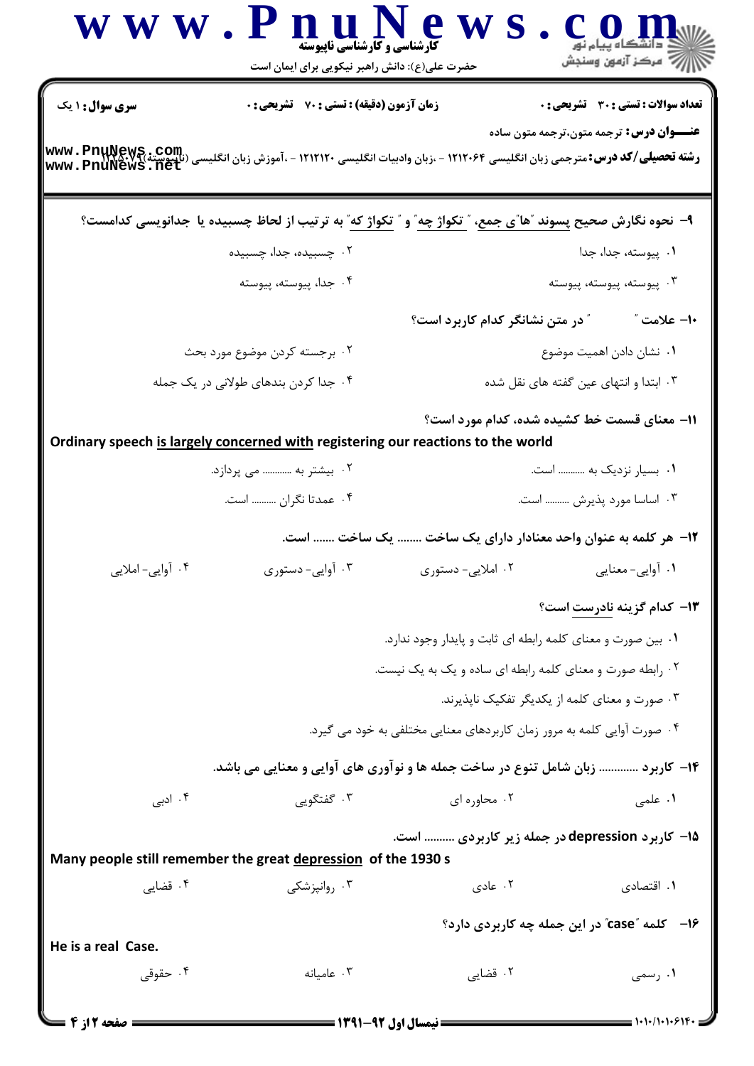**سری سوال:** ۱ یک | **زمان آزمون (دقیقه) : تستی :** ۷۰ **تشریحی :** ۰ | **تعداد سوالات : تستی :** ۳۰ **تشریحی :** ۰

**عنـــوان درس:** ترجمه متون،ترجمه متون ساده

**رشته تحصیلی/کد درس:** مترجمی زبان انگلیسی ۱۲۱۲۰۶۴ - ،زبان وادبیات انگلیسی ۱۲۱۲۱۲۰ - ،آموزش زبان انگلیسی (ناپیوسته)۱۲۲۵۰۷۹

۹- نحوه نگارش صحیح پسوند "ها"ی جمع، " تکواژ چه" و " تکواژ که" به ترتیب از لحاظ چسبیده یا جدانویسی کدامست؟

۱. پیوسته، جدا، جدا
۲. چسبیده، جدا، چسبیده
۳. پیوسته، پیوسته، پیوسته
۴. جدا، پیوسته، پیوسته

۱۰- علامت " " در متن نشانگر کدام کاربرد است؟

۱. نشان دادن اهمیت موضوع
۲. برجسته کردن موضوع مورد بحث
۳. ابتدا و انتهای عین گفته های نقل شده
۴. جدا کردن بندهای طولانی در یک جمله

۱۱- معنای قسمت خط کشیده شده، کدام مورد است؟

Ordinary speech is largely concerned with registering our reactions to the world

۱. بسیار نزدیک به .......... است.
۲. بیشتر به .......... می پردازد.
۳. اساسا مورد پذیرش .......... است.
۴. عمدتا نگران .......... است.

۱۲- هر کلمه به عنوان واحد معنادار دارای یک ساخت ........ یک ساخت ....... است.

۱. آوایی- معنایی
۲. املایی- دستوری
۳. آوایی- دستوری
۴. آوایی- املایی

۱۳- کدام گزینه نادرست است؟

۱. بین صورت و معنای کلمه رابطه ای ثابت و پایدار وجود ندارد.
۲. رابطه صورت و معنای کلمه رابطه ای ساده و یک به یک نیست.
۳. صورت و معنای کلمه از یکدیگر تفکیک ناپذیرند.
۴. صورت آوایی کلمه به مرور زمان کاربردهای معنایی مختلفی به خود می گیرد.

۱۴- کاربرد ............ زبان شامل تنوع در ساخت جمله ها و نوآوری های آوایی و معنایی می باشد.

۱. علمی
۲. محاوره ای
۳. گفتگویی
۴. ادبی

۱۵- کاربرد depression در جمله زیر کاربردی .......... است.

Many people still remember the great depression of the 1930 s

۱. اقتصادی
۲. عادی
۳. روانپزشکی
۴. قضایی

۱۶- کلمه "case" در این جمله چه کاربردی دارد؟

He is a real Case.

۱. رسمی
۲. قضایی
۳. عامیانه
۴. حقوقی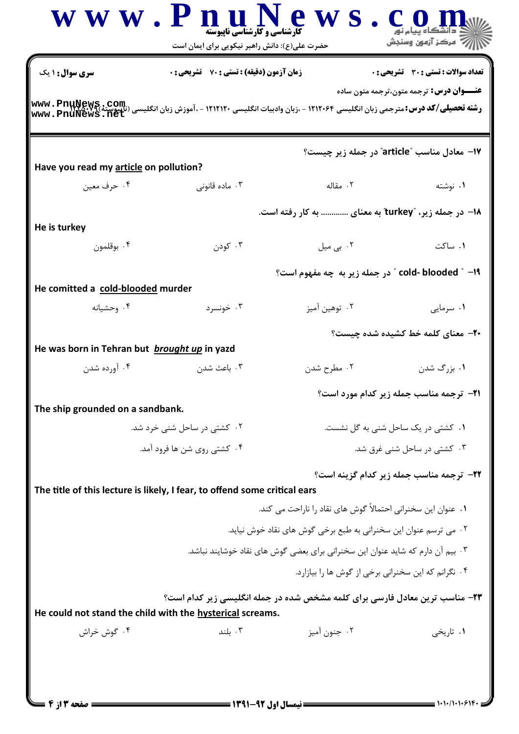**سری سوال:** ۱ یک | **زمان آزمون (دقیقه) : تستی :** ۷۰ **تشریحی :** ۰ | **تعداد سوالات : تستی :** ۳۰ **تشریحی :** ۰

**عنـــوان درس:** ترجمه متون،ترجمه متون ساده

**رشته تحصیلی/کد درس:** مترجمی زبان انگلیسی ۱۲۱۲۰۶۴ - ،زبان وادبیات انگلیسی ۱۲۱۲۱۲۰ - ،آموزش زبان انگلیسی (ناپیوسته)۱۲۲۵۰۷۹

---

۱۷- معادل مناسب "article" در جمله زیر چیست؟

Have you read my article on pollution?

۱. نوشته
۲. مقاله
۳. ماده قانونی
۴. حرف معین

۱۸- در جمله زیر، "turkey" به معنای ............ به کار رفته است.

He is turkey

۱. ساکت
۲. بی میل
۳. کودن
۴. بوقلمون

۱۹- " cold- blooded " در جمله زیر به چه مفهوم است؟

He comitted a cold-blooded murder

۱. سرمایی
۲. توهین آمیز
۳. خونسرد
۴. وحشیانه

۲۰- معنای کلمه خط کشیده شده چیست؟

He was born in Tehran but ***brought up*** in yazd

۱. بزرگ شدن
۲. مطرح شدن
۳. باعث شدن
۴. آورده شدن

۲۱- ترجمه مناسب جمله زیر کدام مورد است؟

The ship grounded on a sandbank.

۱. کشتی در یک ساحل شنی به گل نشست.
۲. کشتی در ساحل شنی خرد شد.
۳. کشتی در ساحل شنی غرق شد.
۴. کشتی روی شن ها فرود آمد.

۲۲- ترجمه مناسب جمله زیر کدام گزینه است؟

The title of this lecture is likely, I fear, to offend some critical ears

۱. عنوان این سخنرانی احتمالاً گوش های نقاد را ناراحت می کند.
۲. می ترسم عنوان این سخنرانی به طبع برخی گوش های نقاد خوش نیاید.
۳. بیم آن دارم که شاید عنوان این سخنرانی برای بعضی گوش های نقاد خوشایند نباشد.
۴. نگرانم که این سخنرانی برخی از گوش ها را بیازارد.

۲۳- مناسب ترین معادل فارسی برای کلمه مشخص شده در جمله انگلیسی زیر کدام است؟

He could not stand the child with the hysterical screams.

۱. تاریخی
۲. جنون آمیز
۳. بلند
۴. گوش خراش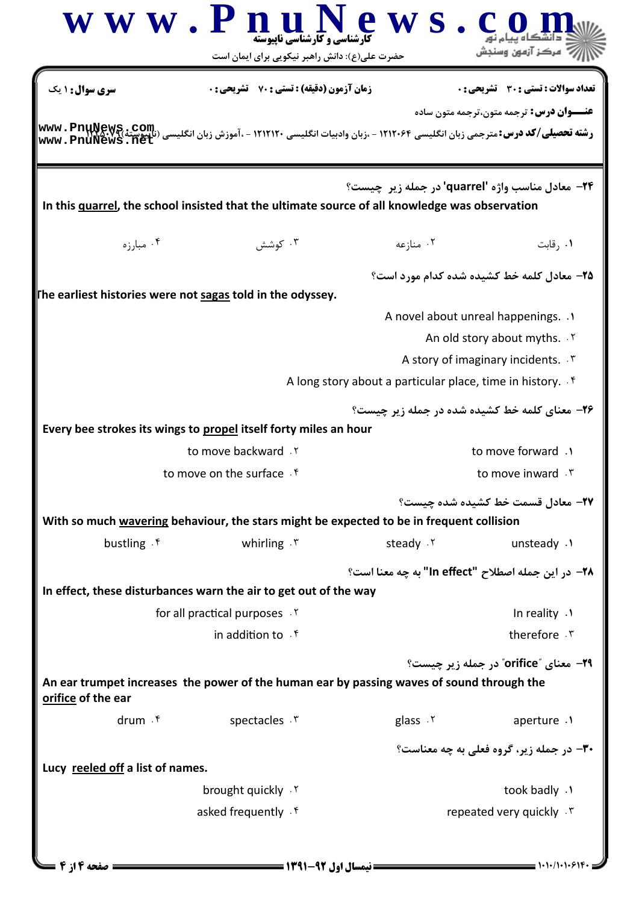تعداد سوالات : تستی : ۳۰ تشریحی : ۰ | زمان آزمون (دقیقه) : تستی : ۷۰ تشریحی : ۰ | سری سوال : ۱ یک

**عنـــوان درس:** ترجمه متون،ترجمه متون ساده

**رشته تحصیلی/کد درس:** مترجمی زبان انگلیسی ۱۲۱۲۰۶۴ - ،زبان وادبیات انگلیسی ۱۲۱۲۱۲۰ - ،آموزش زبان انگلیسی (ناپیوسته)۱۲۲۵۰۷۹

---

۲۴- معادل مناسب واژه 'quarrel' در جمله زیر چیست؟

In this quarrel, the school insisted that the ultimate source of all knowledge was observation

۱. رقابت
۲. منازعه
۳. کوشش
۴. مبارزه

۲۵- معادل کلمه خط کشیده شده کدام مورد است؟

The earliest histories were not sagas told in the odyssey.

۱. A novel about unreal happenings.
۲. An old story about myths.
۳. A story of imaginary incidents.
۴. A long story about a particular place, time in history.

۲۶- معنای کلمه خط کشیده شده در جمله زیر چیست؟

Every bee strokes its wings to propel itself forty miles an hour

۱. to move forward
۲. to move backward
۳. to move inward
۴. to move on the surface

۲۷- معادل قسمت خط کشیده شده چیست؟

With so much wavering behaviour, the stars might be expected to be in frequent collision

۱. unsteady
۲. steady
۳. whirling
۴. bustling

۲۸- در این جمله اصطلاح "In effect" به چه معنا است؟

In effect, these disturbances warn the air to get out of the way

۱. In reality
۲. for all practical purposes
۳. therefore
۴. in addition to

۲۹- معنای "orifice" در جمله زیر چیست؟

An ear trumpet increases the power of the human ear by passing waves of sound through the orifice of the ear

۱. aperture
۲. glass
۳. spectacles
۴. drum

۳۰- در جمله زیر، گروه فعلی به چه معناست؟

Lucy reeled off a list of names.

۱. took badly
۲. brought quickly
۳. repeated very quickly
۴. asked frequently